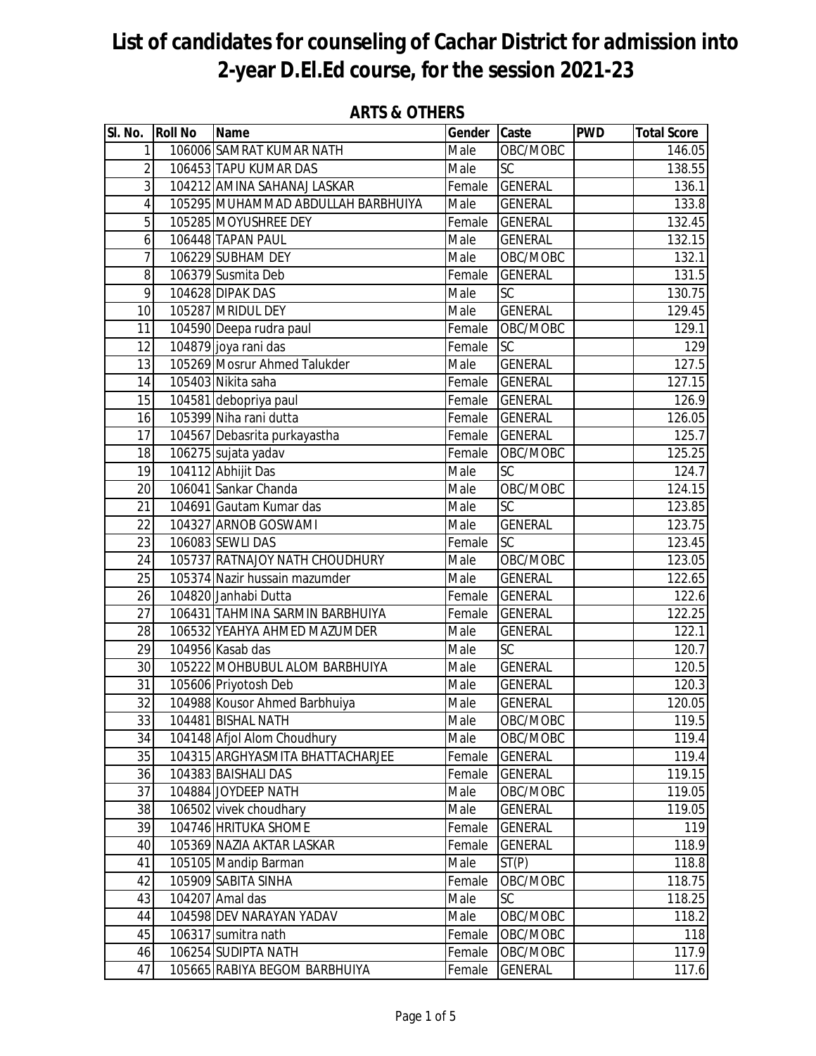# List of candidates for counseling of Cachar District for admission into 2-year D.El.Ed course, for the session 2021-23

## ARTS & OTHERS

| Sl. No. | Roll No | Name | Gender | Caste | PWD | Total Score |
|---|---|---|---|---|---|---|
| 1 | 106006 | SAMRAT KUMAR NATH | Male | OBC/MOBC | | 146.05 |
| 2 | 106453 | TAPU KUMAR DAS | Male | SC | | 138.55 |
| 3 | 104212 | AMINA SAHANAJ LASKAR | Female | GENERAL | | 136.1 |
| 4 | 105295 | MUHAMMAD ABDULLAH BARBHUIYA | Male | GENERAL | | 133.8 |
| 5 | 105285 | MOYUSHREE DEY | Female | GENERAL | | 132.45 |
| 6 | 106448 | TAPAN PAUL | Male | GENERAL | | 132.15 |
| 7 | 106229 | SUBHAM DEY | Male | OBC/MOBC | | 132.1 |
| 8 | 106379 | Susmita Deb | Female | GENERAL | | 131.5 |
| 9 | 104628 | DIPAK DAS | Male | SC | | 130.75 |
| 10 | 105287 | MRIDUL DEY | Male | GENERAL | | 129.45 |
| 11 | 104590 | Deepa rudra paul | Female | OBC/MOBC | | 129.1 |
| 12 | 104879 | joya rani das | Female | SC | | 129 |
| 13 | 105269 | Mosrur Ahmed Talukder | Male | GENERAL | | 127.5 |
| 14 | 105403 | Nikita saha | Female | GENERAL | | 127.15 |
| 15 | 104581 | debopriya paul | Female | GENERAL | | 126.9 |
| 16 | 105399 | Niha rani dutta | Female | GENERAL | | 126.05 |
| 17 | 104567 | Debasrita purkayastha | Female | GENERAL | | 125.7 |
| 18 | 106275 | sujata yadav | Female | OBC/MOBC | | 125.25 |
| 19 | 104112 | Abhijit Das | Male | SC | | 124.7 |
| 20 | 106041 | Sankar Chanda | Male | OBC/MOBC | | 124.15 |
| 21 | 104691 | Gautam Kumar das | Male | SC | | 123.85 |
| 22 | 104327 | ARNOB GOSWAMI | Male | GENERAL | | 123.75 |
| 23 | 106083 | SEWLI DAS | Female | SC | | 123.45 |
| 24 | 105737 | RATNAJOY NATH CHOUDHURY | Male | OBC/MOBC | | 123.05 |
| 25 | 105374 | Nazir hussain mazumder | Male | GENERAL | | 122.65 |
| 26 | 104820 | Janhabi Dutta | Female | GENERAL | | 122.6 |
| 27 | 106431 | TAHMINA SARMIN BARBHUIYA | Female | GENERAL | | 122.25 |
| 28 | 106532 | YEAHYA AHMED MAZUMDER | Male | GENERAL | | 122.1 |
| 29 | 104956 | Kasab das | Male | SC | | 120.7 |
| 30 | 105222 | MOHBUBUL ALOM BARBHUIYA | Male | GENERAL | | 120.5 |
| 31 | 105606 | Priyotosh Deb | Male | GENERAL | | 120.3 |
| 32 | 104988 | Kousor Ahmed Barbhuiya | Male | GENERAL | | 120.05 |
| 33 | 104481 | BISHAL NATH | Male | OBC/MOBC | | 119.5 |
| 34 | 104148 | Afjol Alom Choudhury | Male | OBC/MOBC | | 119.4 |
| 35 | 104315 | ARGHYASMITA BHATTACHARJEE | Female | GENERAL | | 119.4 |
| 36 | 104383 | BAISHALI DAS | Female | GENERAL | | 119.15 |
| 37 | 104884 | JOYDEEP NATH | Male | OBC/MOBC | | 119.05 |
| 38 | 106502 | vivek choudhary | Male | GENERAL | | 119.05 |
| 39 | 104746 | HRITUKA SHOME | Female | GENERAL | | 119 |
| 40 | 105369 | NAZIA AKTAR LASKAR | Female | GENERAL | | 118.9 |
| 41 | 105105 | Mandip Barman | Male | ST(P) | | 118.8 |
| 42 | 105909 | SABITA SINHA | Female | OBC/MOBC | | 118.75 |
| 43 | 104207 | Amal das | Male | SC | | 118.25 |
| 44 | 104598 | DEV NARAYAN YADAV | Male | OBC/MOBC | | 118.2 |
| 45 | 106317 | sumitra nath | Female | OBC/MOBC | | 118 |
| 46 | 106254 | SUDIPTA NATH | Female | OBC/MOBC | | 117.9 |
| 47 | 105665 | RABIYA BEGOM BARBHUIYA | Female | GENERAL | | 117.6 |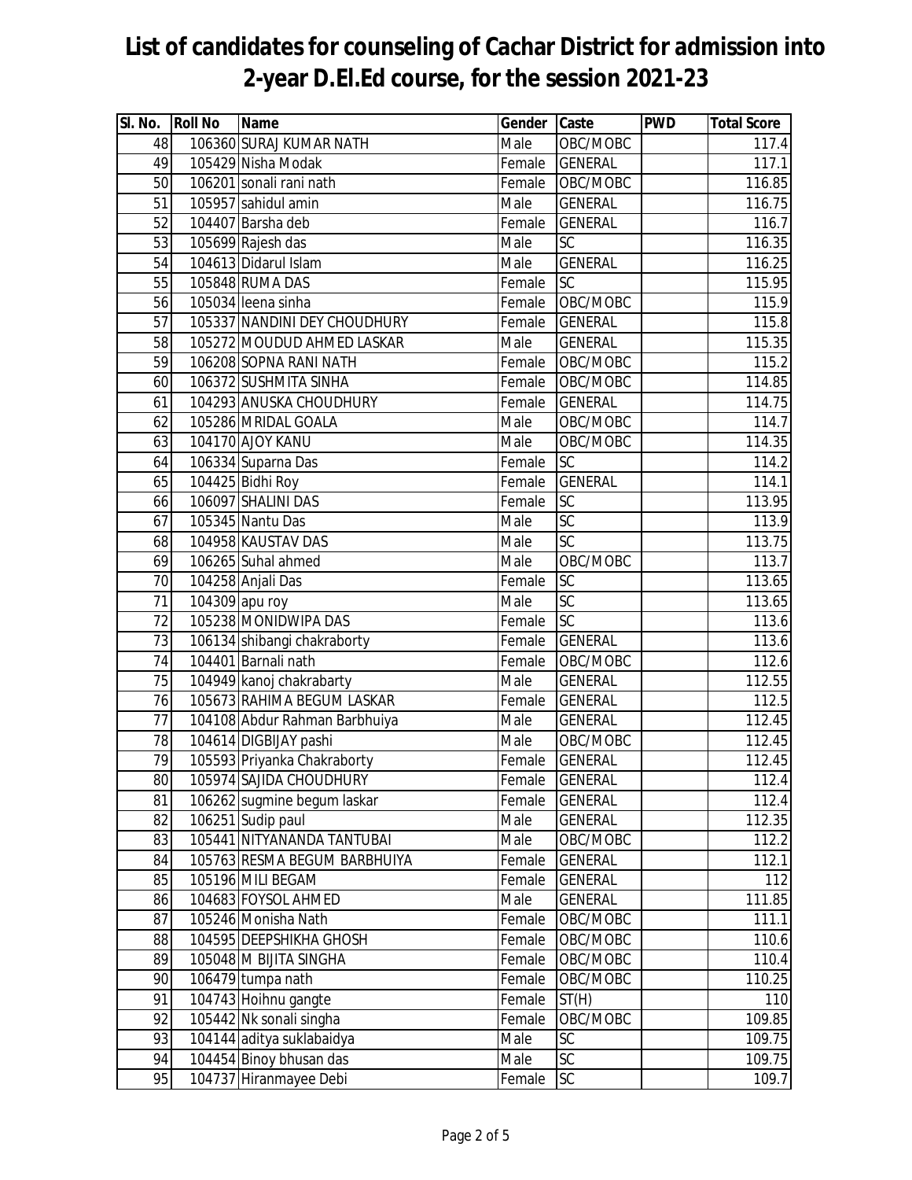# List of candidates for counseling of Cachar District for admission into 2-year D.El.Ed course, for the session 2021-23

| Sl. No. | Roll No | Name | Gender | Caste | PWD | Total Score |
|---|---|---|---|---|---|---|
| 48 | 106360 | SURAJ KUMAR NATH | Male | OBC/MOBC | | 117.4 |
| 49 | 105429 | Nisha Modak | Female | GENERAL | | 117.1 |
| 50 | 106201 | sonali rani nath | Female | OBC/MOBC | | 116.85 |
| 51 | 105957 | sahidul amin | Male | GENERAL | | 116.75 |
| 52 | 104407 | Barsha deb | Female | GENERAL | | 116.7 |
| 53 | 105699 | Rajesh das | Male | SC | | 116.35 |
| 54 | 104613 | Didarul Islam | Male | GENERAL | | 116.25 |
| 55 | 105848 | RUMA DAS | Female | SC | | 115.95 |
| 56 | 105034 | leena sinha | Female | OBC/MOBC | | 115.9 |
| 57 | 105337 | NANDINI DEY CHOUDHURY | Female | GENERAL | | 115.8 |
| 58 | 105272 | MOUDUD AHMED LASKAR | Male | GENERAL | | 115.35 |
| 59 | 106208 | SOPNA RANI NATH | Female | OBC/MOBC | | 115.2 |
| 60 | 106372 | SUSHMITA SINHA | Female | OBC/MOBC | | 114.85 |
| 61 | 104293 | ANUSKA CHOUDHURY | Female | GENERAL | | 114.75 |
| 62 | 105286 | MRIDAL GOALA | Male | OBC/MOBC | | 114.7 |
| 63 | 104170 | AJOY KANU | Male | OBC/MOBC | | 114.35 |
| 64 | 106334 | Suparna Das | Female | SC | | 114.2 |
| 65 | 104425 | Bidhi Roy | Female | GENERAL | | 114.1 |
| 66 | 106097 | SHALINI DAS | Female | SC | | 113.95 |
| 67 | 105345 | Nantu Das | Male | SC | | 113.9 |
| 68 | 104958 | KAUSTAV DAS | Male | SC | | 113.75 |
| 69 | 106265 | Suhal ahmed | Male | OBC/MOBC | | 113.7 |
| 70 | 104258 | Anjali Das | Female | SC | | 113.65 |
| 71 | 104309 | apu roy | Male | SC | | 113.65 |
| 72 | 105238 | MONIDWIPA DAS | Female | SC | | 113.6 |
| 73 | 106134 | shibangi chakraborty | Female | GENERAL | | 113.6 |
| 74 | 104401 | Barnali nath | Female | OBC/MOBC | | 112.6 |
| 75 | 104949 | kanoj chakrabarty | Male | GENERAL | | 112.55 |
| 76 | 105673 | RAHIMA BEGUM LASKAR | Female | GENERAL | | 112.5 |
| 77 | 104108 | Abdur Rahman Barbhuiya | Male | GENERAL | | 112.45 |
| 78 | 104614 | DIGBIJAY pashi | Male | OBC/MOBC | | 112.45 |
| 79 | 105593 | Priyanka Chakraborty | Female | GENERAL | | 112.45 |
| 80 | 105974 | SAJIDA CHOUDHURY | Female | GENERAL | | 112.4 |
| 81 | 106262 | sugmine begum laskar | Female | GENERAL | | 112.4 |
| 82 | 106251 | Sudip paul | Male | GENERAL | | 112.35 |
| 83 | 105441 | NITYANANDA TANTUBAI | Male | OBC/MOBC | | 112.2 |
| 84 | 105763 | RESMA BEGUM BARBHUIYA | Female | GENERAL | | 112.1 |
| 85 | 105196 | MILI BEGAM | Female | GENERAL | | 112 |
| 86 | 104683 | FOYSOL AHMED | Male | GENERAL | | 111.85 |
| 87 | 105246 | Monisha Nath | Female | OBC/MOBC | | 111.1 |
| 88 | 104595 | DEEPSHIKHA GHOSH | Female | OBC/MOBC | | 110.6 |
| 89 | 105048 | M BIJITA SINGHA | Female | OBC/MOBC | | 110.4 |
| 90 | 106479 | tumpa nath | Female | OBC/MOBC | | 110.25 |
| 91 | 104743 | Hoihnu gangte | Female | ST(H) | | 110 |
| 92 | 105442 | Nk sonali singha | Female | OBC/MOBC | | 109.85 |
| 93 | 104144 | aditya suklabaidya | Male | SC | | 109.75 |
| 94 | 104454 | Binoy bhusan das | Male | SC | | 109.75 |
| 95 | 104737 | Hiranmayee Debi | Female | SC | | 109.7 |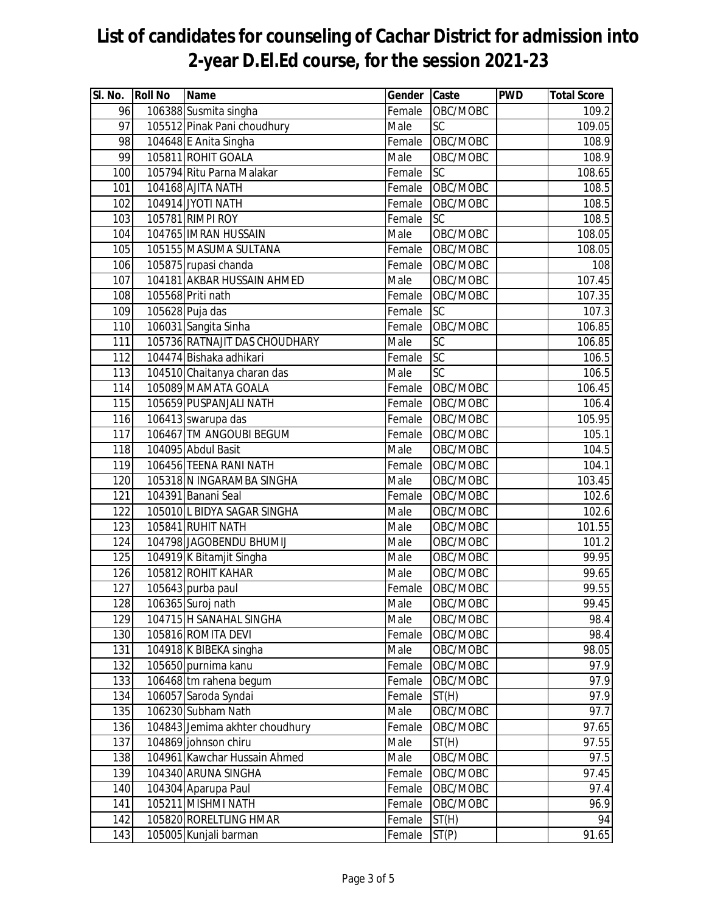# List of candidates for counseling of Cachar District for admission into 2-year D.El.Ed course, for the session 2021-23

| Sl. No. | Roll No | Name | Gender | Caste | PWD | Total Score |
|---|---|---|---|---|---|---|
| 96 | 106388 | Susmita singha | Female | OBC/MOBC | | 109.2 |
| 97 | 105512 | Pinak Pani choudhury | Male | SC | | 109.05 |
| 98 | 104648 | E Anita Singha | Female | OBC/MOBC | | 108.9 |
| 99 | 105811 | ROHIT GOALA | Male | OBC/MOBC | | 108.9 |
| 100 | 105794 | Ritu Parna Malakar | Female | SC | | 108.65 |
| 101 | 104168 | AJITA NATH | Female | OBC/MOBC | | 108.5 |
| 102 | 104914 | JYOTI NATH | Female | OBC/MOBC | | 108.5 |
| 103 | 105781 | RIMPI ROY | Female | SC | | 108.5 |
| 104 | 104765 | IMRAN HUSSAIN | Male | OBC/MOBC | | 108.05 |
| 105 | 105155 | MASUMA SULTANA | Female | OBC/MOBC | | 108.05 |
| 106 | 105875 | rupasi chanda | Female | OBC/MOBC | | 108 |
| 107 | 104181 | AKBAR HUSSAIN AHMED | Male | OBC/MOBC | | 107.45 |
| 108 | 105568 | Priti nath | Female | OBC/MOBC | | 107.35 |
| 109 | 105628 | Puja das | Female | SC | | 107.3 |
| 110 | 106031 | Sangita Sinha | Female | OBC/MOBC | | 106.85 |
| 111 | 105736 | RATNAJIT DAS CHOUDHARY | Male | SC | | 106.85 |
| 112 | 104474 | Bishaka adhikari | Female | SC | | 106.5 |
| 113 | 104510 | Chaitanya charan das | Male | SC | | 106.5 |
| 114 | 105089 | MAMATA GOALA | Female | OBC/MOBC | | 106.45 |
| 115 | 105659 | PUSPANJALI NATH | Female | OBC/MOBC | | 106.4 |
| 116 | 106413 | swarupa das | Female | OBC/MOBC | | 105.95 |
| 117 | 106467 | TM ANGOUBI BEGUM | Female | OBC/MOBC | | 105.1 |
| 118 | 104095 | Abdul Basit | Male | OBC/MOBC | | 104.5 |
| 119 | 106456 | TEENA RANI NATH | Female | OBC/MOBC | | 104.1 |
| 120 | 105318 | N INGARAMBA SINGHA | Male | OBC/MOBC | | 103.45 |
| 121 | 104391 | Banani Seal | Female | OBC/MOBC | | 102.6 |
| 122 | 105010 | L BIDYA SAGAR SINGHA | Male | OBC/MOBC | | 102.6 |
| 123 | 105841 | RUHIT NATH | Male | OBC/MOBC | | 101.55 |
| 124 | 104798 | JAGOBENDU BHUMIJ | Male | OBC/MOBC | | 101.2 |
| 125 | 104919 | K Bitamjit Singha | Male | OBC/MOBC | | 99.95 |
| 126 | 105812 | ROHIT KAHAR | Male | OBC/MOBC | | 99.65 |
| 127 | 105643 | purba paul | Female | OBC/MOBC | | 99.55 |
| 128 | 106365 | Suroj nath | Male | OBC/MOBC | | 99.45 |
| 129 | 104715 | H SANAHAL SINGHA | Male | OBC/MOBC | | 98.4 |
| 130 | 105816 | ROMITA DEVI | Female | OBC/MOBC | | 98.4 |
| 131 | 104918 | K BIBEKA singha | Male | OBC/MOBC | | 98.05 |
| 132 | 105650 | purnima kanu | Female | OBC/MOBC | | 97.9 |
| 133 | 106468 | tm rahena begum | Female | OBC/MOBC | | 97.9 |
| 134 | 106057 | Saroda Syndai | Female | ST(H) | | 97.9 |
| 135 | 106230 | Subham Nath | Male | OBC/MOBC | | 97.7 |
| 136 | 104843 | Jemima akhter choudhury | Female | OBC/MOBC | | 97.65 |
| 137 | 104869 | johnson chiru | Male | ST(H) | | 97.55 |
| 138 | 104961 | Kawchar Hussain Ahmed | Male | OBC/MOBC | | 97.5 |
| 139 | 104340 | ARUNA SINGHA | Female | OBC/MOBC | | 97.45 |
| 140 | 104304 | Aparupa Paul | Female | OBC/MOBC | | 97.4 |
| 141 | 105211 | MISHMI NATH | Female | OBC/MOBC | | 96.9 |
| 142 | 105820 | RORELTLING HMAR | Female | ST(H) | | 94 |
| 143 | 105005 | Kunjali barman | Female | ST(P) | | 91.65 |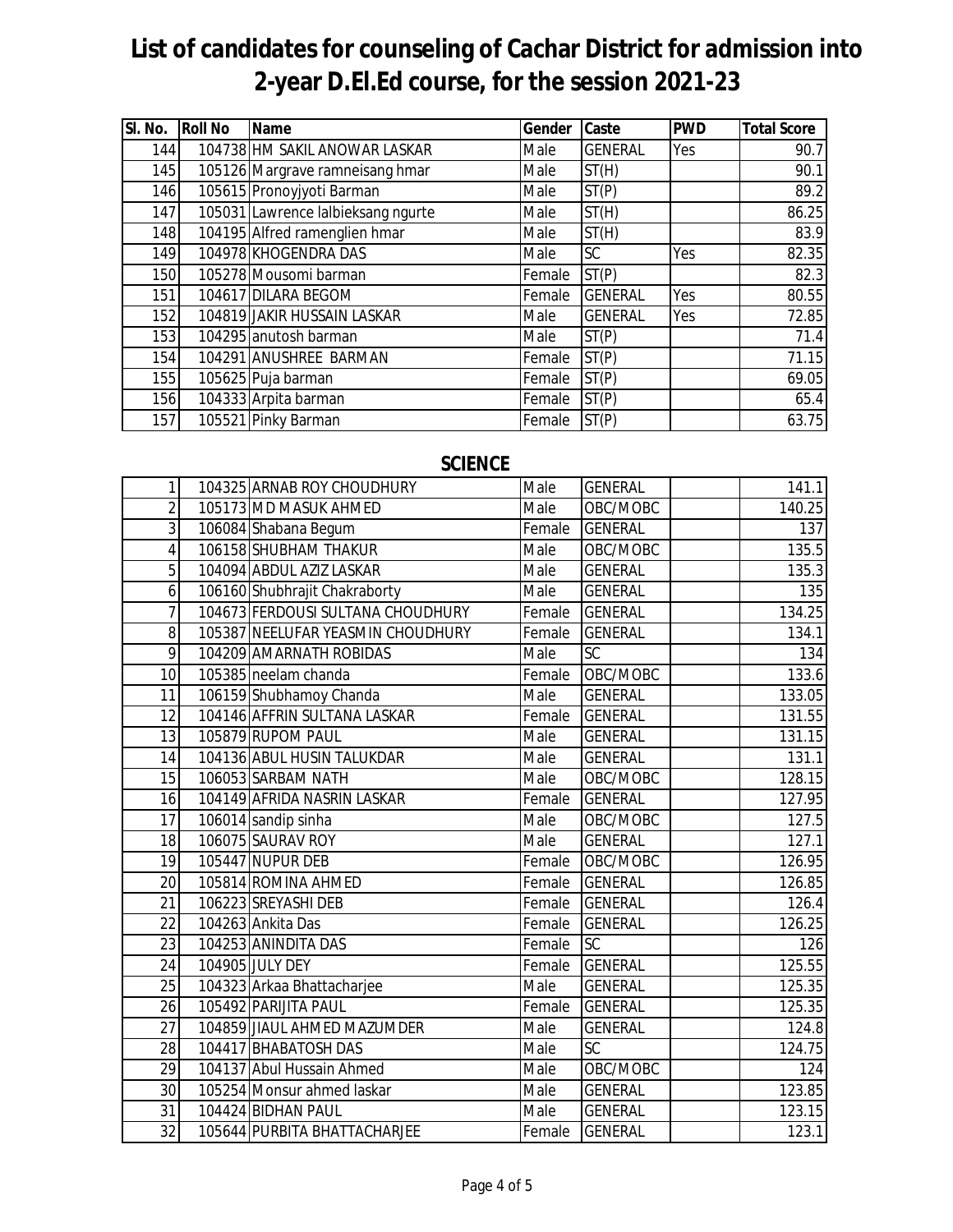# List of candidates for counseling of Cachar District for admission into 2-year D.El.Ed course, for the session 2021-23

| Sl. No. | Roll No | Name | Gender | Caste | PWD | Total Score |
|---|---|---|---|---|---|---|
| 144 | 104738 | HM SAKIL ANOWAR LASKAR | Male | GENERAL | Yes | 90.7 |
| 145 | 105126 | Margrave ramneisang hmar | Male | ST(H) | | 90.1 |
| 146 | 105615 | Pronoyjyoti Barman | Male | ST(P) | | 89.2 |
| 147 | 105031 | Lawrence lalbieksang ngurte | Male | ST(H) | | 86.25 |
| 148 | 104195 | Alfred ramenglien hmar | Male | ST(H) | | 83.9 |
| 149 | 104978 | KHOGENDRA DAS | Male | SC | Yes | 82.35 |
| 150 | 105278 | Mousomi barman | Female | ST(P) | | 82.3 |
| 151 | 104617 | DILARA BEGOM | Female | GENERAL | Yes | 80.55 |
| 152 | 104819 | JAKIR HUSSAIN LASKAR | Male | GENERAL | Yes | 72.85 |
| 153 | 104295 | anutosh barman | Male | ST(P) | | 71.4 |
| 154 | 104291 | ANUSHREE BARMAN | Female | ST(P) | | 71.15 |
| 155 | 105625 | Puja barman | Female | ST(P) | | 69.05 |
| 156 | 104333 | Arpita barman | Female | ST(P) | | 65.4 |
| 157 | 105521 | Pinky Barman | Female | ST(P) | | 63.75 |

## SCIENCE

| Sl. No. | Roll No | Name | Gender | Caste | PWD | Total Score |
|---|---|---|---|---|---|---|
| 1 | 104325 | ARNAB ROY CHOUDHURY | Male | GENERAL | | 141.1 |
| 2 | 105173 | MD MASUK AHMED | Male | OBC/MOBC | | 140.25 |
| 3 | 106084 | Shabana Begum | Female | GENERAL | | 137 |
| 4 | 106158 | SHUBHAM THAKUR | Male | OBC/MOBC | | 135.5 |
| 5 | 104094 | ABDUL AZIZ LASKAR | Male | GENERAL | | 135.3 |
| 6 | 106160 | Shubhrajit Chakraborty | Male | GENERAL | | 135 |
| 7 | 104673 | FERDOUSI SULTANA CHOUDHURY | Female | GENERAL | | 134.25 |
| 8 | 105387 | NEELUFAR YEASMIN CHOUDHURY | Female | GENERAL | | 134.1 |
| 9 | 104209 | AMARNATH ROBIDAS | Male | SC | | 134 |
| 10 | 105385 | neelam chanda | Female | OBC/MOBC | | 133.6 |
| 11 | 106159 | Shubhamoy Chanda | Male | GENERAL | | 133.05 |
| 12 | 104146 | AFFRIN SULTANA LASKAR | Female | GENERAL | | 131.55 |
| 13 | 105879 | RUPOM PAUL | Male | GENERAL | | 131.15 |
| 14 | 104136 | ABUL HUSIN TALUKDAR | Male | GENERAL | | 131.1 |
| 15 | 106053 | SARBAM NATH | Male | OBC/MOBC | | 128.15 |
| 16 | 104149 | AFRIDA NASRIN LASKAR | Female | GENERAL | | 127.95 |
| 17 | 106014 | sandip sinha | Male | OBC/MOBC | | 127.5 |
| 18 | 106075 | SAURAV ROY | Male | GENERAL | | 127.1 |
| 19 | 105447 | NUPUR DEB | Female | OBC/MOBC | | 126.95 |
| 20 | 105814 | ROMINA AHMED | Female | GENERAL | | 126.85 |
| 21 | 106223 | SREYASHI DEB | Female | GENERAL | | 126.4 |
| 22 | 104263 | Ankita Das | Female | GENERAL | | 126.25 |
| 23 | 104253 | ANINDITA DAS | Female | SC | | 126 |
| 24 | 104905 | JULY DEY | Female | GENERAL | | 125.55 |
| 25 | 104323 | Arkaa Bhattacharjee | Male | GENERAL | | 125.35 |
| 26 | 105492 | PARIJITA PAUL | Female | GENERAL | | 125.35 |
| 27 | 104859 | JIAUL AHMED MAZUMDER | Male | GENERAL | | 124.8 |
| 28 | 104417 | BHABATOSH DAS | Male | SC | | 124.75 |
| 29 | 104137 | Abul Hussain Ahmed | Male | OBC/MOBC | | 124 |
| 30 | 105254 | Monsur ahmed laskar | Male | GENERAL | | 123.85 |
| 31 | 104424 | BIDHAN PAUL | Male | GENERAL | | 123.15 |
| 32 | 105644 | PURBITA BHATTACHARJEE | Female | GENERAL | | 123.1 |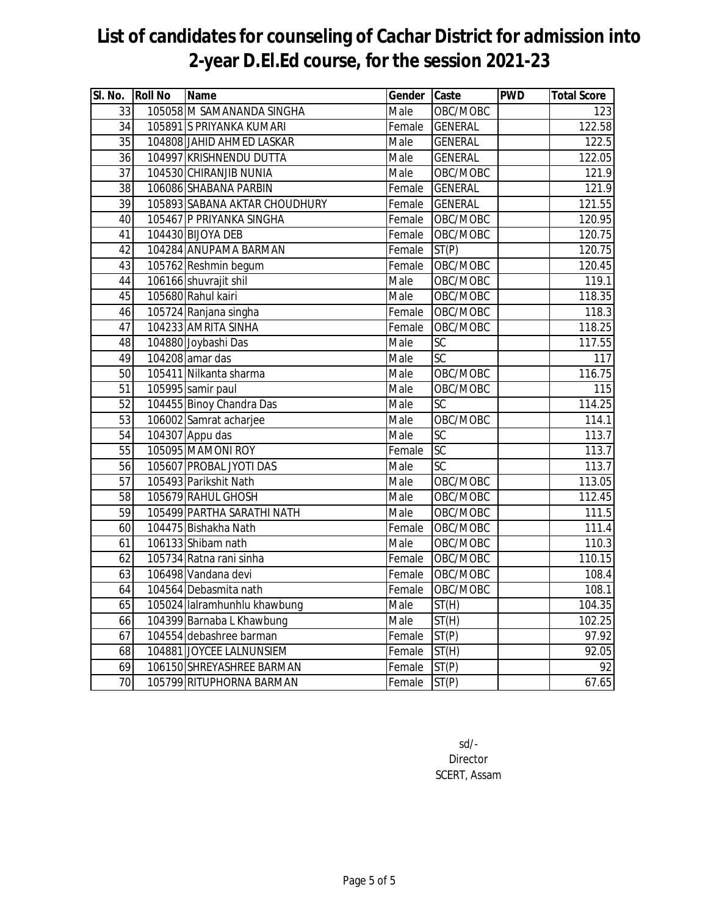# List of candidates for counseling of Cachar District for admission into 2-year D.El.Ed course, for the session 2021-23

| Sl. No. | Roll No | Name | Gender | Caste | PWD | Total Score |
|---|---|---|---|---|---|---|
| 33 | 105058 | M SAMANANDA SINGHA | Male | OBC/MOBC | | 123 |
| 34 | 105891 | S PRIYANKA KUMARI | Female | GENERAL | | 122.58 |
| 35 | 104808 | JAHID AHMED LASKAR | Male | GENERAL | | 122.5 |
| 36 | 104997 | KRISHNENDU DUTTA | Male | GENERAL | | 122.05 |
| 37 | 104530 | CHIRANJIB NUNIA | Male | OBC/MOBC | | 121.9 |
| 38 | 106086 | SHABANA PARBIN | Female | GENERAL | | 121.9 |
| 39 | 105893 | SABANA AKTAR CHOUDHURY | Female | GENERAL | | 121.55 |
| 40 | 105467 | P PRIYANKA SINGHA | Female | OBC/MOBC | | 120.95 |
| 41 | 104430 | BIJOYA DEB | Female | OBC/MOBC | | 120.75 |
| 42 | 104284 | ANUPAMA BARMAN | Female | ST(P) | | 120.75 |
| 43 | 105762 | Reshmin begum | Female | OBC/MOBC | | 120.45 |
| 44 | 106166 | shuvrajit shil | Male | OBC/MOBC | | 119.1 |
| 45 | 105680 | Rahul kairi | Male | OBC/MOBC | | 118.35 |
| 46 | 105724 | Ranjana singha | Female | OBC/MOBC | | 118.3 |
| 47 | 104233 | AMRITA SINHA | Female | OBC/MOBC | | 118.25 |
| 48 | 104880 | Joybashi Das | Male | SC | | 117.55 |
| 49 | 104208 | amar das | Male | SC | | 117 |
| 50 | 105411 | Nilkanta sharma | Male | OBC/MOBC | | 116.75 |
| 51 | 105995 | samir paul | Male | OBC/MOBC | | 115 |
| 52 | 104455 | Binoy Chandra Das | Male | SC | | 114.25 |
| 53 | 106002 | Samrat acharjee | Male | OBC/MOBC | | 114.1 |
| 54 | 104307 | Appu das | Male | SC | | 113.7 |
| 55 | 105095 | MAMONI ROY | Female | SC | | 113.7 |
| 56 | 105607 | PROBAL JYOTI DAS | Male | SC | | 113.7 |
| 57 | 105493 | Parikshit Nath | Male | OBC/MOBC | | 113.05 |
| 58 | 105679 | RAHUL GHOSH | Male | OBC/MOBC | | 112.45 |
| 59 | 105499 | PARTHA SARATHI NATH | Male | OBC/MOBC | | 111.5 |
| 60 | 104475 | Bishakha Nath | Female | OBC/MOBC | | 111.4 |
| 61 | 106133 | Shibam nath | Male | OBC/MOBC | | 110.3 |
| 62 | 105734 | Ratna rani sinha | Female | OBC/MOBC | | 110.15 |
| 63 | 106498 | Vandana devi | Female | OBC/MOBC | | 108.4 |
| 64 | 104564 | Debasmita nath | Female | OBC/MOBC | | 108.1 |
| 65 | 105024 | lalramhunhlu khawbung | Male | ST(H) | | 104.35 |
| 66 | 104399 | Barnaba L Khawbung | Male | ST(H) | | 102.25 |
| 67 | 104554 | debashree barman | Female | ST(P) | | 97.92 |
| 68 | 104881 | JOYCEE LALNUNSIEM | Female | ST(H) | | 92.05 |
| 69 | 106150 | SHREYASHREE BARMAN | Female | ST(P) | | 92 |
| 70 | 105799 | RITUPHORNA BARMAN | Female | ST(P) | | 67.65 |

sd/-
Director
SCERT, Assam